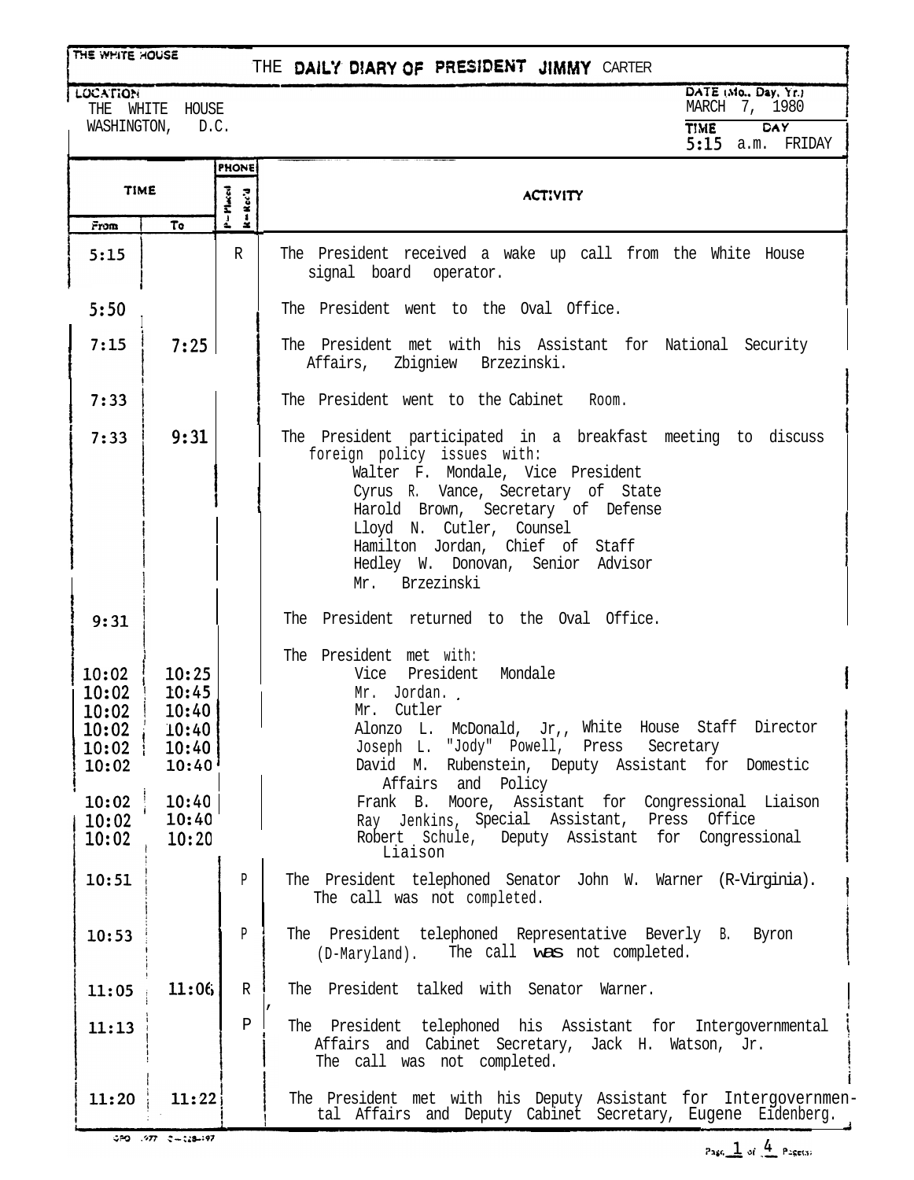THE WHITE HOUSE

# THE DAILY DIARY OF PRESIDENT JIMMY CARTER

**LOCATION**
THE WHITE HOUSE
WASHINGTON, D.C.

**DATE (Mo., Day, Yr.)** MARCH 7, 1980

**TIME** 5:15 a.m. **DAY** FRIDAY

| TIME From | TIME To | PHONE P=Placed R=Rec'd | ACTIVITY |
|---|---|---|---|
| 5:15 | | R | The President received a wake up call from the White House signal board operator. |
| 5:50 | | | The President went to the Oval Office. |
| 7:15 | 7:25 | | The President met with his Assistant for National Security Affairs, Zbigniew Brzezinski. |
| 7:33 | | | The President went to the Cabinet Room. |
| 7:33 | 9:31 | | The President participated in a breakfast meeting to discuss foreign policy issues with: |
| | | | Walter F. Mondale, Vice President |
| | | | Cyrus R. Vance, Secretary of State |
| | | | Harold Brown, Secretary of Defense |
| | | | Lloyd N. Cutler, Counsel |
| | | | Hamilton Jordan, Chief of Staff |
| | | | Hedley W. Donovan, Senior Advisor |
| | | | Mr. Brzezinski |
| 9:31 | | | The President returned to the Oval Office. |
| | | | The President met with: |
| 10:02 | 10:25 | | Vice President Mondale |
| 10:02 | 10:45 | | Mr. Jordan. |
| 10:02 | 10:40 | | Mr. Cutler |
| 10:02 | 10:40 | | Alonzo L. McDonald, Jr., White House Staff Director |
| 10:02 | 10:40 | | Joseph L. "Jody" Powell, Press Secretary |
| 10:02 | 10:40 | | David M. Rubenstein, Deputy Assistant for Domestic Affairs and Policy |
| 10:02 | 10:40 | | Frank B. Moore, Assistant for Congressional Liaison |
| 10:02 | 10:40 | | Ray Jenkins, Special Assistant, Press Office |
| 10:02 | 10:20 | | Robert Schule, Deputy Assistant for Congressional Liaison |
| 10:51 | | P | The President telephoned Senator John W. Warner (R-Virginia). The call was not completed. |
| 10:53 | | P | The President telephoned Representative Beverly B. Byron (D-Maryland). The call was not completed. |
| 11:05 | 11:06 | R | The President talked with Senator Warner. |
| 11:13 | | P | The President telephoned his Assistant for Intergovernmental Affairs and Cabinet Secretary, Jack H. Watson, Jr. The call was not completed. |
| 11:20 | 11:22 | | The President met with his Deputy Assistant for Intergovernmental Affairs and Deputy Cabinet Secretary, Eugene Eidenberg. |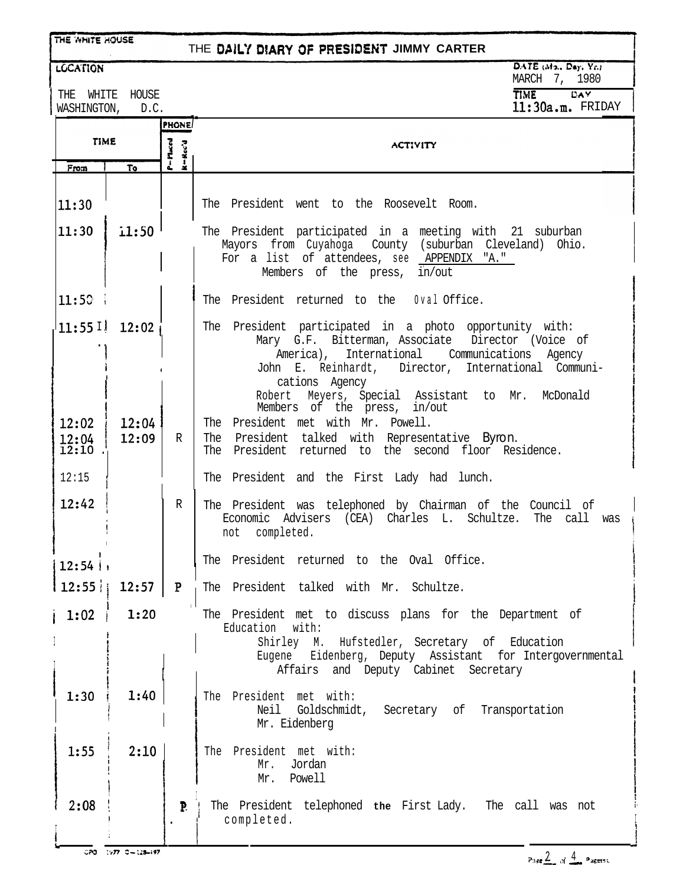THE WHITE HOUSE

# THE DAILY DIARY OF PRESIDENT JIMMY CARTER

| LOCATION | DATE (Mo., Day, Yr.) |
|---|---|
| THE WHITE HOUSE<br>WASHINGTON, D.C. | MARCH 7, 1980 |
| | TIME: 11:30a.m. DAY: FRIDAY |

| TIME From | TIME To | PHONE P=Placed R=Rec'd | ACTIVITY |
|---|---|---|---|
| 11:30 | | | The President went to the Roosevelt Room. |
| 11:30 | 11:50 | | The President participated in a meeting with 21 suburban Mayors from Cuyahoga County (suburban Cleveland) Ohio. For a list of attendees, see APPENDIX "A." Members of the press, in/out |
| 11:50 | | | The President returned to the Oval Office. |
| 11:55 | 12:02 | | The President participated in a photo opportunity with: Mary G.F. Bitterman, Associate Director (Voice of America), International Communications Agency; John E. Reinhardt, Director, International Communications Agency; Robert Meyers, Special Assistant to Mr. McDonald; Members of the press, in/out |
| 12:02 | 12:04 | | The President met with Mr. Powell. |
| 12:04 | 12:09 | R | The President talked with Representative Byron. |
| 12:10 | | | The President returned to the second floor Residence. |
| 12:15 | | | The President and the First Lady had lunch. |
| 12:42 | | R | The President was telephoned by Chairman of the Council of Economic Advisers (CEA) Charles L. Schultze. The call was not completed. |
| 12:54 | | | The President returned to the Oval Office. |
| 12:55 | 12:57 | P | The President talked with Mr. Schultze. |
| 1:02 | 1:20 | | The President met to discuss plans for the Department of Education with: Shirley M. Hufstedler, Secretary of Education; Eugene Eidenberg, Deputy Assistant for Intergovernmental Affairs and Deputy Cabinet Secretary |
| 1:30 | 1:40 | | The President met with: Neil Goldschmidt, Secretary of Transportation; Mr. Eidenberg |
| 1:55 | 2:10 | | The President met with: Mr. Jordan; Mr. Powell |
| 2:08 | | P | The President telephoned the First Lady. The call was not completed. |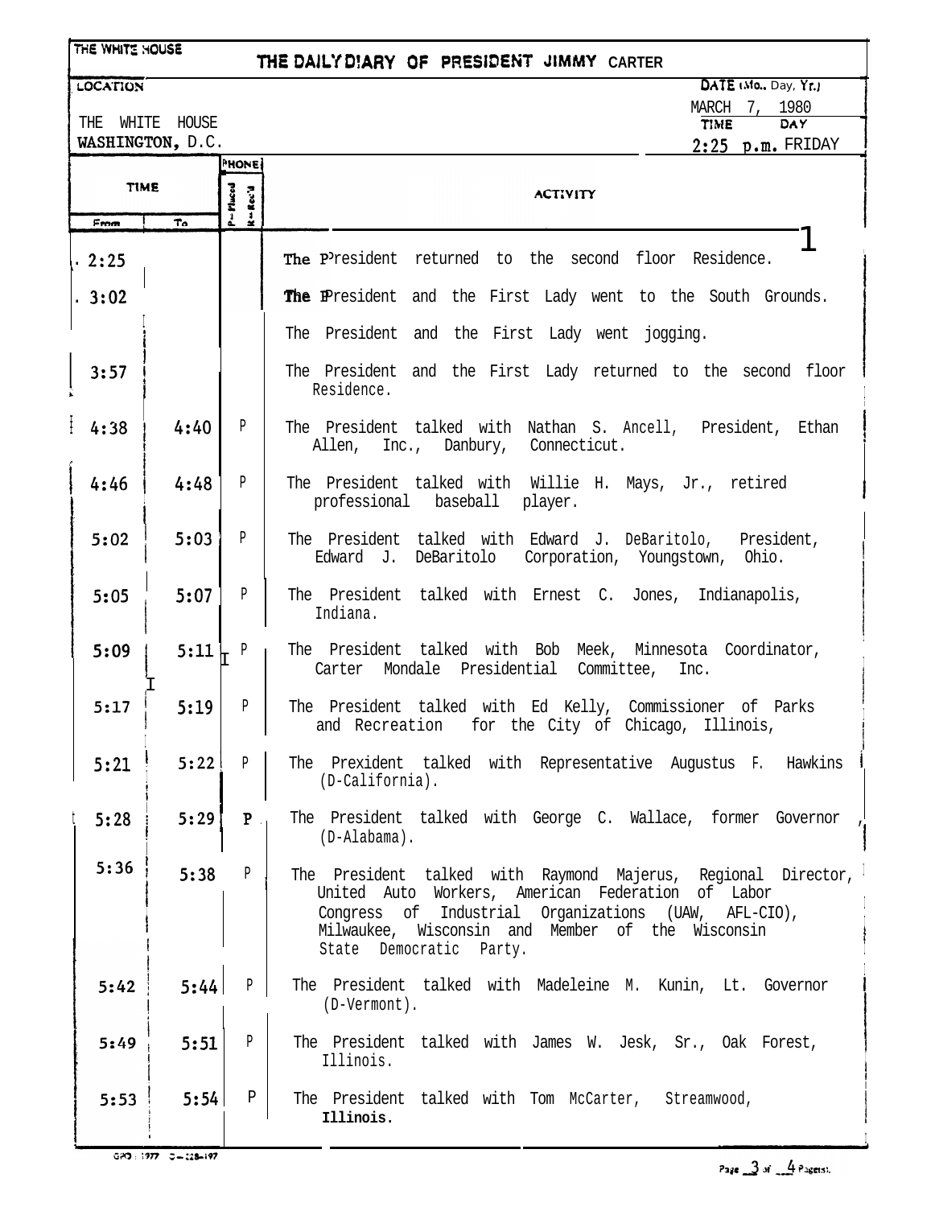THE WHITE HOUSE

# THE DAILY DIARY OF PRESIDENT JIMMY CARTER

| LOCATION | DATE (Mo., Day, Yr.) |
| --- | --- |
| THE WHITE HOUSE<br>WASHINGTON, D.C. | MARCH 7, 1980 |
| | TIME: 2:25 p.m. DAY: FRIDAY |

| TIME From | TIME To | PHONE P=Placed R=Rec'd | ACTIVITY |
| --- | --- | --- | --- |
| 2:25 | | | The President returned to the second floor Residence. |
| 3:02 | | | The President and the First Lady went to the South Grounds. |
| | | | The President and the First Lady went jogging. |
| 3:57 | | | The President and the First Lady returned to the second floor Residence. |
| 4:38 | 4:40 | P | The President talked with Nathan S. Ancell, President, Ethan Allen, Inc., Danbury, Connecticut. |
| 4:46 | 4:48 | P | The President talked with Willie H. Mays, Jr., retired professional baseball player. |
| 5:02 | 5:03 | P | The President talked with Edward J. DeBaritolo, President, Edward J. DeBaritolo Corporation, Youngstown, Ohio. |
| 5:05 | 5:07 | P | The President talked with Ernest C. Jones, Indianapolis, Indiana. |
| 5:09 | 5:11 | P | The President talked with Bob Meek, Minnesota Coordinator, Carter Mondale Presidential Committee, Inc. |
| 5:17 | 5:19 | P | The President talked with Ed Kelly, Commissioner of Parks and Recreation for the City of Chicago, Illinois, |
| 5:21 | 5:22 | P | The Prexident talked with Representative Augustus F. Hawkins (D-California). |
| 5:28 | 5:29 | P | The President talked with George C. Wallace, former Governor (D-Alabama). |
| 5:36 | 5:38 | P | The President talked with Raymond Majerus, Regional Director, United Auto Workers, American Federation of Labor Congress of Industrial Organizations (UAW, AFL-CIO), Milwaukee, Wisconsin and Member of the Wisconsin State Democratic Party. |
| 5:42 | 5:44 | P | The President talked with Madeleine M. Kunin, Lt. Governor (D-Vermont). |
| 5:49 | 5:51 | P | The President talked with James W. Jesk, Sr., Oak Forest, Illinois. |
| 5:53 | 5:54 | P | The President talked with Tom McCarter, Streamwood, Illinois. |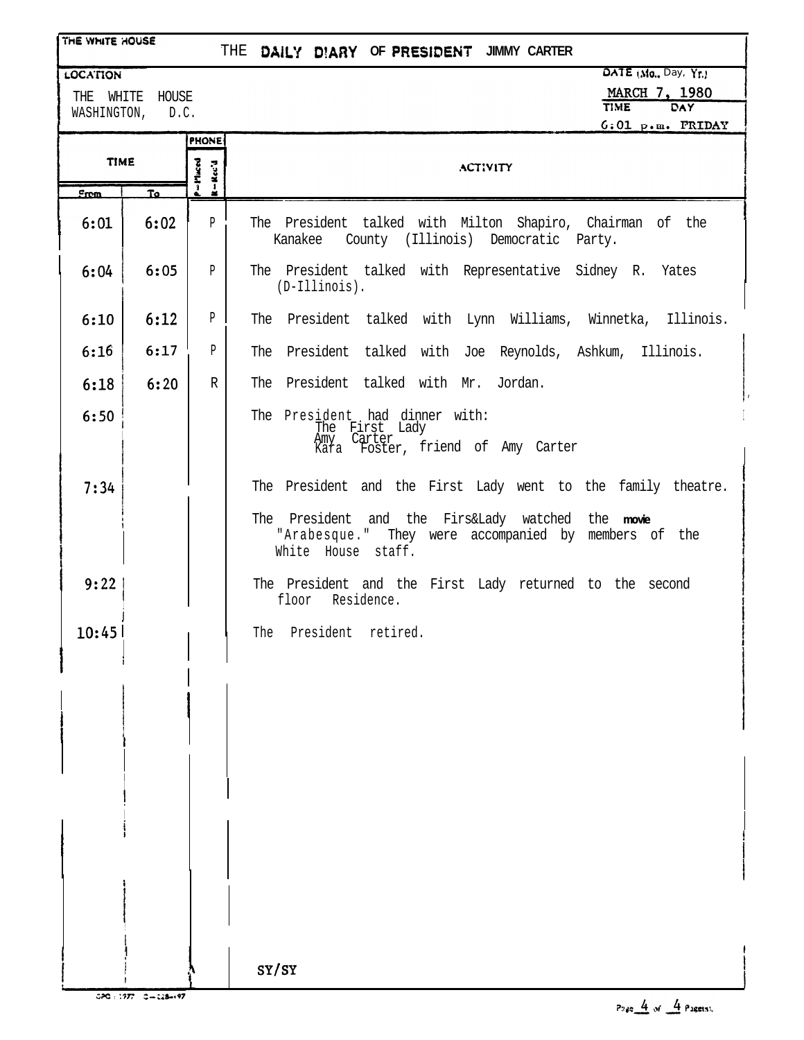THE WHITE HOUSE

# THE DAILY DIARY OF PRESIDENT JIMMY CARTER

LOCATION

THE WHITE HOUSE
WASHINGTON, D.C.

DATE (Mo., Day, Yr.)
MARCH 7, 1980

TIME DAY
6:01 p.m. FRIDAY

| TIME From | TIME To | PHONE P=Placed R=Rec'd | ACTIVITY |
|---|---|---|---|
| 6:01 | 6:02 | P | The President talked with Milton Shapiro, Chairman of the Kanakee County (Illinois) Democratic Party. |
| 6:04 | 6:05 | P | The President talked with Representative Sidney R. Yates (D-Illinois). |
| 6:10 | 6:12 | P | The President talked with Lynn Williams, Winnetka, Illinois. |
| 6:16 | 6:17 | P | The President talked with Joe Reynolds, Ashkum, Illinois. |
| 6:18 | 6:20 | R | The President talked with Mr. Jordan. |
| 6:50 | | | The President had dinner with: The First Lady; Amy Carter; Kara Foster, friend of Amy Carter |
| 7:34 | | | The President and the First Lady went to the family theatre. |
| | | | The President and the Firs&Lady watched the movie "Arabesque." They were accompanied by members of the White House staff. |
| 9:22 | | | The President and the First Lady returned to the second floor Residence. |
| 10:45 | | | The President retired. |

SY/SY

GPO : 1977 O-228-497